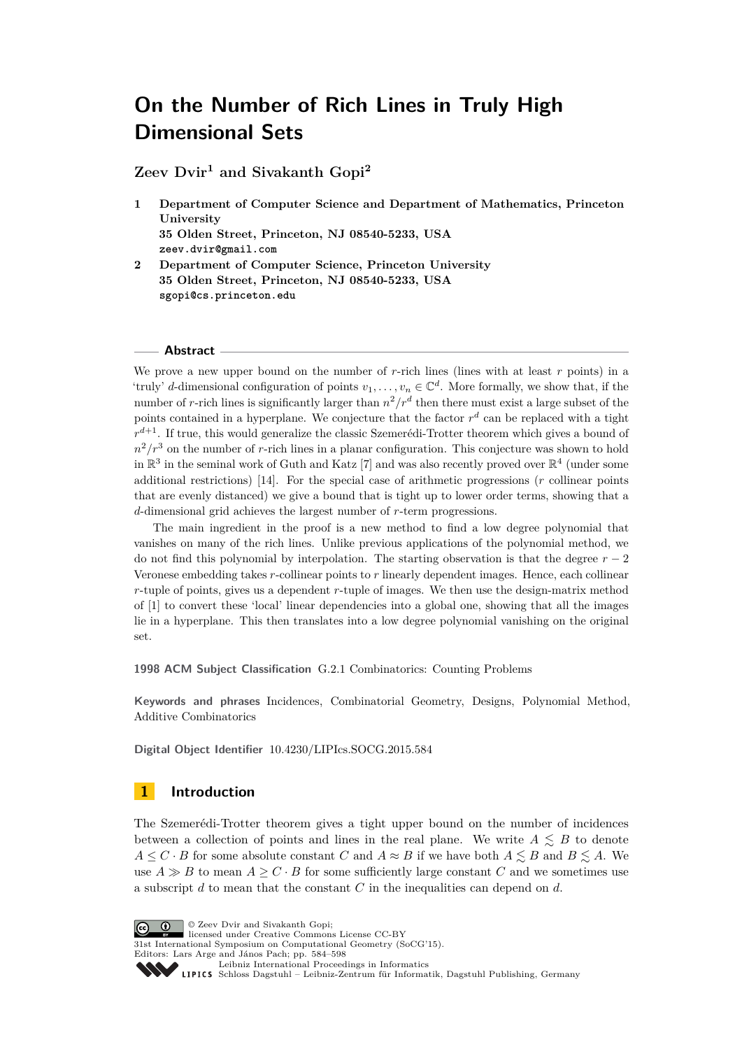# On the Number of Rich Lines in Truly High Dimensional Sets

**Zeev Dvir[1] and Sivakanth Gopi[2]**

1 **Department of Computer Science and Department of Mathematics, Princeton University**
**35 Olden Street, Princeton, NJ 08540-5233, USA**
zeev.dvir@gmail.com

2 **Department of Computer Science, Princeton University**
**35 Olden Street, Princeton, NJ 08540-5233, USA**
sgopi@cs.princeton.edu

## Abstract

We prove a new upper bound on the number of $r$-rich lines (lines with at least $r$ points) in a 'truly' $d$-dimensional configuration of points $v_1, \ldots, v_n \in \mathbb{C}^d$. More formally, we show that, if the number of $r$-rich lines is significantly larger than $n^2/r^d$ then there must exist a large subset of the points contained in a hyperplane. We conjecture that the factor $r^d$ can be replaced with a tight $r^{d+1}$. If true, this would generalize the classic Szemerédi-Trotter theorem which gives a bound of $n^2/r^3$ on the number of $r$-rich lines in a planar configuration. This conjecture was shown to hold in $\mathbb{R}^3$ in the seminal work of Guth and Katz [7] and was also recently proved over $\mathbb{R}^4$ (under some additional restrictions) [14]. For the special case of arithmetic progressions ($r$ collinear points that are evenly distanced) we give a bound that is tight up to lower order terms, showing that a $d$-dimensional grid achieves the largest number of $r$-term progressions.

The main ingredient in the proof is a new method to find a low degree polynomial that vanishes on many of the rich lines. Unlike previous applications of the polynomial method, we do not find this polynomial by interpolation. The starting observation is that the degree $r-2$ Veronese embedding takes $r$-collinear points to $r$ linearly dependent images. Hence, each collinear $r$-tuple of points, gives us a dependent $r$-tuple of images. We then use the design-matrix method of [1] to convert these 'local' linear dependencies into a global one, showing that all the images lie in a hyperplane. This then translates into a low degree polynomial vanishing on the original set.

**1998 ACM Subject Classification** G.2.1 Combinatorics: Counting Problems

**Keywords and phrases** Incidences, Combinatorial Geometry, Designs, Polynomial Method, Additive Combinatorics

**Digital Object Identifier** 10.4230/LIPIcs.SOCG.2015.584

## 1 Introduction

The Szemerédi-Trotter theorem gives a tight upper bound on the number of incidences between a collection of points and lines in the real plane. We write $A \lesssim B$ to denote $A \leq C \cdot B$ for some absolute constant $C$ and $A \approx B$ if we have both $A \lesssim B$ and $B \lesssim A$. We use $A \gg B$ to mean $A \geq C \cdot B$ for some sufficiently large constant $C$ and we sometimes use a subscript $d$ to mean that the constant $C$ in the inequalities can depend on $d$.

© Zeev Dvir and Sivakanth Gopi;
licensed under Creative Commons License CC-BY
31st International Symposium on Computational Geometry (SoCG'15).
Editors: Lars Arge and János Pach; pp. 584–598
Leibniz International Proceedings in Informatics
Schloss Dagstuhl – Leibniz-Zentrum für Informatik, Dagstuhl Publishing, Germany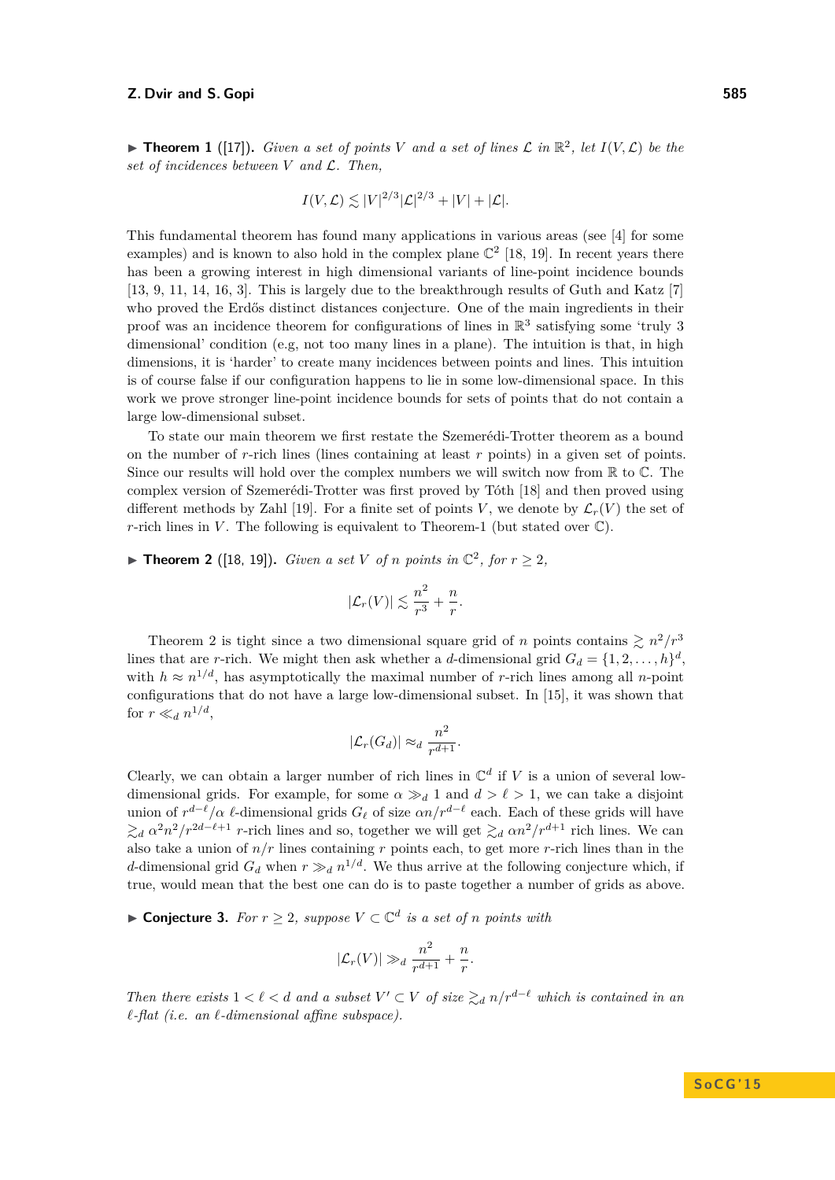▶ **Theorem 1** ([17]). *Given a set of points $V$ and a set of lines $\mathcal{L}$ in $\mathbb{R}^2$, let $I(V, \mathcal{L})$ be the set of incidences between $V$ and $\mathcal{L}$. Then,*

$$I(V, \mathcal{L}) \lesssim |V|^{2/3}|\mathcal{L}|^{2/3} + |V| + |\mathcal{L}|.$$

This fundamental theorem has found many applications in various areas (see [4] for some examples) and is known to also hold in the complex plane $\mathbb{C}^2$ [18, 19]. In recent years there has been a growing interest in high dimensional variants of line-point incidence bounds [13, 9, 11, 14, 16, 3]. This is largely due to the breakthrough results of Guth and Katz [7] who proved the Erdős distinct distances conjecture. One of the main ingredients in their proof was an incidence theorem for configurations of lines in $\mathbb{R}^3$ satisfying some 'truly 3 dimensional' condition (e.g, not too many lines in a plane). The intuition is that, in high dimensions, it is 'harder' to create many incidences between points and lines. This intuition is of course false if our configuration happens to lie in some low-dimensional space. In this work we prove stronger line-point incidence bounds for sets of points that do not contain a large low-dimensional subset.

To state our main theorem we first restate the Szemerédi-Trotter theorem as a bound on the number of $r$-rich lines (lines containing at least $r$ points) in a given set of points. Since our results will hold over the complex numbers we will switch now from $\mathbb{R}$ to $\mathbb{C}$. The complex version of Szemerédi-Trotter was first proved by Tóth [18] and then proved using different methods by Zahl [19]. For a finite set of points $V$, we denote by $\mathcal{L}_r(V)$ the set of $r$-rich lines in $V$. The following is equivalent to Theorem-1 (but stated over $\mathbb{C}$).

▶ **Theorem 2** ([18, 19]). *Given a set $V$ of $n$ points in $\mathbb{C}^2$, for $r \geq 2$,*

$$|\mathcal{L}_r(V)| \lesssim \frac{n^2}{r^3} + \frac{n}{r}.$$

Theorem 2 is tight since a two dimensional square grid of $n$ points contains $\gtrsim n^2/r^3$ lines that are $r$-rich. We might then ask whether a $d$-dimensional grid $G_d = \{1, 2, \ldots, h\}^d$, with $h \approx n^{1/d}$, has asymptotically the maximal number of $r$-rich lines among all $n$-point configurations that do not have a large low-dimensional subset. In [15], it was shown that for $r \ll_d n^{1/d}$,

$$|\mathcal{L}_r(G_d)| \approx_d \frac{n^2}{r^{d+1}}.$$

Clearly, we can obtain a larger number of rich lines in $\mathbb{C}^d$ if $V$ is a union of several low-dimensional grids. For example, for some $\alpha \gg_d 1$ and $d > \ell > 1$, we can take a disjoint union of $r^{d-\ell}/\alpha$ $\ell$-dimensional grids $G_\ell$ of size $\alpha n/r^{d-\ell}$ each. Each of these grids will have $\gtrsim_d \alpha^2 n^2/r^{2d-\ell+1}$ $r$-rich lines and so, together we will get $\gtrsim_d \alpha n^2/r^{d+1}$ rich lines. We can also take a union of $n/r$ lines containing $r$ points each, to get more $r$-rich lines than in the $d$-dimensional grid $G_d$ when $r \gg_d n^{1/d}$. We thus arrive at the following conjecture which, if true, would mean that the best one can do is to paste together a number of grids as above.

▶ **Conjecture 3.** *For $r \geq 2$, suppose $V \subset \mathbb{C}^d$ is a set of $n$ points with*

$$|\mathcal{L}_r(V)| \gg_d \frac{n^2}{r^{d+1}} + \frac{n}{r}.$$

*Then there exists $1 < \ell < d$ and a subset $V' \subset V$ of size $\gtrsim_d n/r^{d-\ell}$ which is contained in an $\ell$-flat (i.e. an $\ell$-dimensional affine subspace).*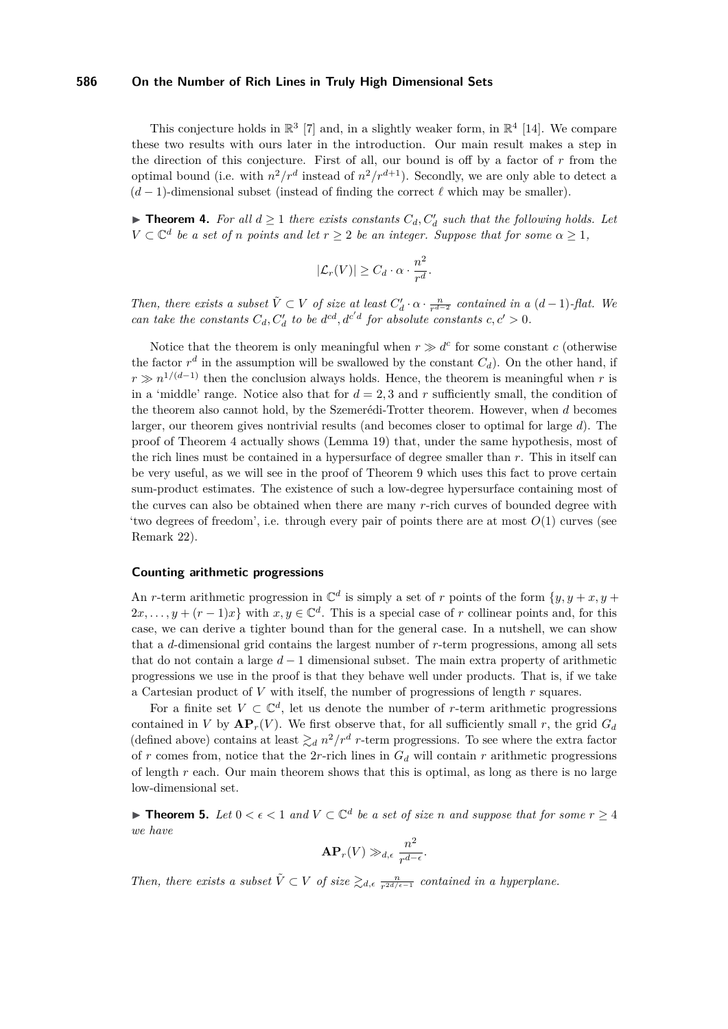This conjecture holds in $\mathbb{R}^3$ [7] and, in a slightly weaker form, in $\mathbb{R}^4$ [14]. We compare these two results with ours later in the introduction. Our main result makes a step in the direction of this conjecture. First of all, our bound is off by a factor of $r$ from the optimal bound (i.e. with $n^2/r^d$ instead of $n^2/r^{d+1}$). Secondly, we are only able to detect a $(d-1)$-dimensional subset (instead of finding the correct $\ell$ which may be smaller).

**▶ Theorem 4.** *For all $d \geq 1$ there exists constants $C_d, C'_d$ such that the following holds. Let $V \subset \mathbb{C}^d$ be a set of $n$ points and let $r \geq 2$ be an integer. Suppose that for some $\alpha \geq 1$,*

$$|\mathcal{L}_r(V)| \geq C_d \cdot \alpha \cdot \frac{n^2}{r^d}.$$

*Then, there exists a subset $\tilde{V} \subset V$ of size at least $C'_d \cdot \alpha \cdot \frac{n}{r^{d-2}}$ contained in a $(d-1)$-flat. We can take the constants $C_d, C'_d$ to be $d^{cd}, d^{c'd}$ for absolute constants $c, c' > 0$.*

Notice that the theorem is only meaningful when $r \gg d^c$ for some constant $c$ (otherwise the factor $r^d$ in the assumption will be swallowed by the constant $C_d$). On the other hand, if $r \gg n^{1/(d-1)}$ then the conclusion always holds. Hence, the theorem is meaningful when $r$ is in a 'middle' range. Notice also that for $d = 2, 3$ and $r$ sufficiently small, the condition of the theorem also cannot hold, by the Szemerédi-Trotter theorem. However, when $d$ becomes larger, our theorem gives nontrivial results (and becomes closer to optimal for large $d$). The proof of Theorem 4 actually shows (Lemma 19) that, under the same hypothesis, most of the rich lines must be contained in a hypersurface of degree smaller than $r$. This in itself can be very useful, as we will see in the proof of Theorem 9 which uses this fact to prove certain sum-product estimates. The existence of such a low-degree hypersurface containing most of the curves can also be obtained when there are many $r$-rich curves of bounded degree with 'two degrees of freedom', i.e. through every pair of points there are at most $O(1)$ curves (see Remark 22).

#### Counting arithmetic progressions

An $r$-term arithmetic progression in $\mathbb{C}^d$ is simply a set of $r$ points of the form $\{y, y+x, y+2x, \ldots, y+(r-1)x\}$ with $x, y \in \mathbb{C}^d$. This is a special case of $r$ collinear points and, for this case, we can derive a tighter bound than for the general case. In a nutshell, we can show that a $d$-dimensional grid contains the largest number of $r$-term progressions, among all sets that do not contain a large $d-1$ dimensional subset. The main extra property of arithmetic progressions we use in the proof is that they behave well under products. That is, if we take a Cartesian product of $V$ with itself, the number of progressions of length $r$ squares.

For a finite set $V \subset \mathbb{C}^d$, let us denote the number of $r$-term arithmetic progressions contained in $V$ by $\mathbf{AP}_r(V)$. We first observe that, for all sufficiently small $r$, the grid $G_d$ (defined above) contains at least $\gtrsim_d n^2/r^d$ $r$-term progressions. To see where the extra factor of $r$ comes from, notice that the $2r$-rich lines in $G_d$ will contain $r$ arithmetic progressions of length $r$ each. Our main theorem shows that this is optimal, as long as there is no large low-dimensional set.

**▶ Theorem 5.** *Let $0 < \epsilon < 1$ and $V \subset \mathbb{C}^d$ be a set of size $n$ and suppose that for some $r \geq 4$ we have*

$$\mathbf{AP}_r(V) \gg_{d,\epsilon} \frac{n^2}{r^{d-\epsilon}}.$$

*Then, there exists a subset $\tilde{V} \subset V$ of size $\gtrsim_{d,\epsilon} \frac{n}{r^{2d/\epsilon - 1}}$ contained in a hyperplane.*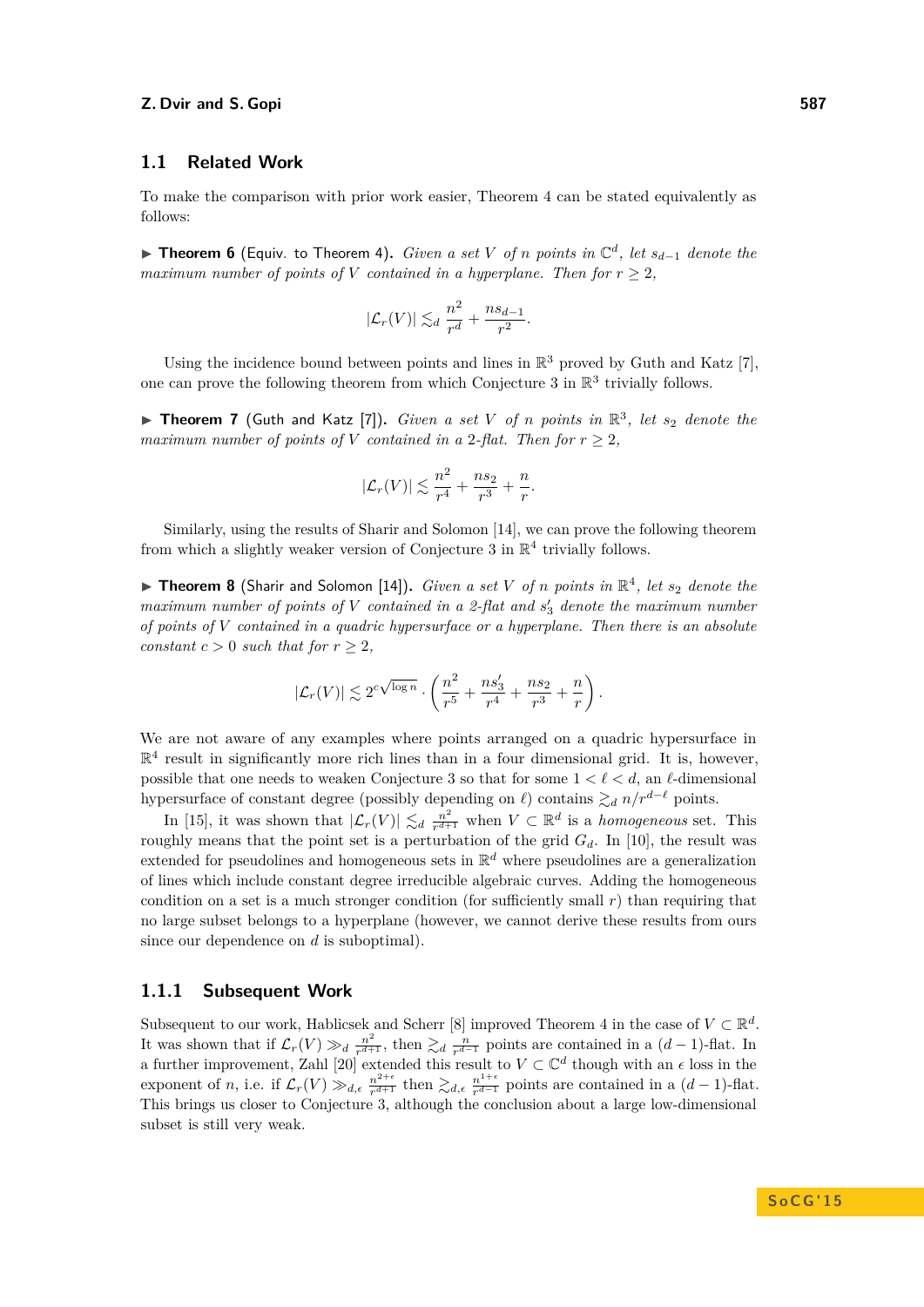## 1.1 Related Work

To make the comparison with prior work easier, Theorem 4 can be stated equivalently as follows:

▶ **Theorem 6** (Equiv. to Theorem 4). *Given a set $V$ of $n$ points in $\mathbb{C}^d$, let $s_{d-1}$ denote the maximum number of points of $V$ contained in a hyperplane. Then for $r \geq 2$,*

$$|\mathcal{L}_r(V)| \lesssim_d \frac{n^2}{r^d} + \frac{n s_{d-1}}{r^2}.$$

Using the incidence bound between points and lines in $\mathbb{R}^3$ proved by Guth and Katz [7], one can prove the following theorem from which Conjecture 3 in $\mathbb{R}^3$ trivially follows.

▶ **Theorem 7** (Guth and Katz [7]). *Given a set $V$ of $n$ points in $\mathbb{R}^3$, let $s_2$ denote the maximum number of points of $V$ contained in a 2-flat. Then for $r \geq 2$,*

$$|\mathcal{L}_r(V)| \lesssim \frac{n^2}{r^4} + \frac{n s_2}{r^3} + \frac{n}{r}.$$

Similarly, using the results of Sharir and Solomon [14], we can prove the following theorem from which a slightly weaker version of Conjecture 3 in $\mathbb{R}^4$ trivially follows.

▶ **Theorem 8** (Sharir and Solomon [14]). *Given a set $V$ of $n$ points in $\mathbb{R}^4$, let $s_2$ denote the maximum number of points of $V$ contained in a 2-flat and $s_3'$ denote the maximum number of points of $V$ contained in a quadric hypersurface or a hyperplane. Then there is an absolute constant $c > 0$ such that for $r \geq 2$,*

$$|\mathcal{L}_r(V)| \lesssim 2^{c\sqrt{\log n}} \cdot \left( \frac{n^2}{r^5} + \frac{n s_3'}{r^4} + \frac{n s_2}{r^3} + \frac{n}{r} \right).$$

We are not aware of any examples where points arranged on a quadric hypersurface in $\mathbb{R}^4$ result in significantly more rich lines than in a four dimensional grid. It is, however, possible that one needs to weaken Conjecture 3 so that for some $1 < \ell < d$, an $\ell$-dimensional hypersurface of constant degree (possibly depending on $\ell$) contains $\gtrsim_d n/r^{d-\ell}$ points.

In [15], it was shown that $|\mathcal{L}_r(V)| \lesssim_d \frac{n^2}{r^{d+1}}$ when $V \subset \mathbb{R}^d$ is a *homogeneous* set. This roughly means that the point set is a perturbation of the grid $G_d$. In [10], the result was extended for pseudolines and homogeneous sets in $\mathbb{R}^d$ where pseudolines are a generalization of lines which include constant degree irreducible algebraic curves. Adding the homogeneous condition on a set is a much stronger condition (for sufficiently small $r$) than requiring that no large subset belongs to a hyperplane (however, we cannot derive these results from ours since our dependence on $d$ is suboptimal).

### 1.1.1 Subsequent Work

Subsequent to our work, Hablicsek and Scherr [8] improved Theorem 4 in the case of $V \subset \mathbb{R}^d$. It was shown that if $\mathcal{L}_r(V) \gg_d \frac{n^2}{r^{d+1}}$, then $\gtrsim_d \frac{n}{r^{d-1}}$ points are contained in a $(d-1)$-flat. In a further improvement, Zahl [20] extended this result to $V \subset \mathbb{C}^d$ though with an $\epsilon$ loss in the exponent of $n$, i.e. if $\mathcal{L}_r(V) \gg_{d,\epsilon} \frac{n^{2+\epsilon}}{r^{d+1}}$ then $\gtrsim_{d,\epsilon} \frac{n^{1+\epsilon}}{r^{d-1}}$ points are contained in a $(d-1)$-flat. This brings us closer to Conjecture 3, although the conclusion about a large low-dimensional subset is still very weak.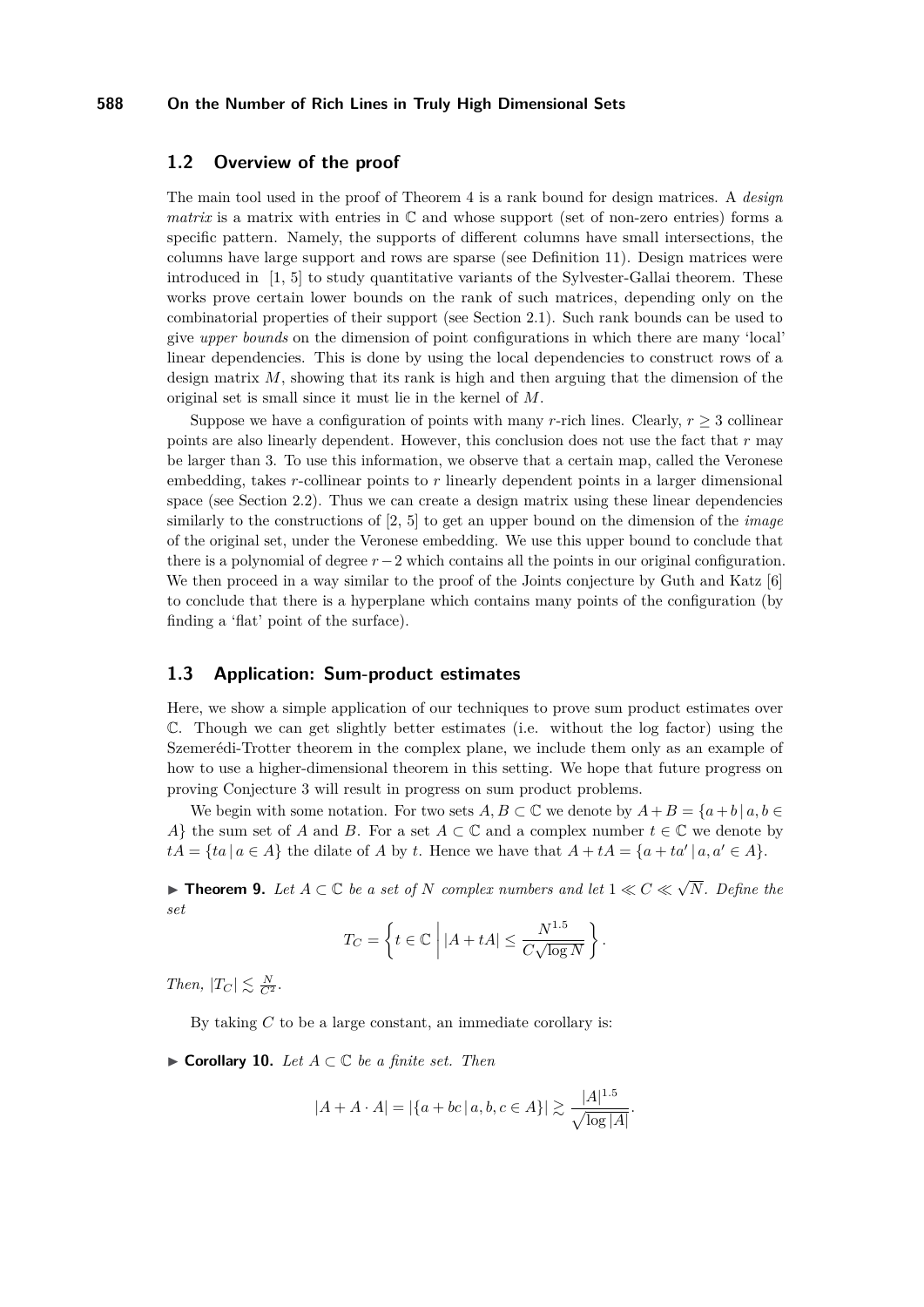## 1.2 Overview of the proof

The main tool used in the proof of Theorem 4 is a rank bound for design matrices. A *design matrix* is a matrix with entries in $\mathbb{C}$ and whose support (set of non-zero entries) forms a specific pattern. Namely, the supports of different columns have small intersections, the columns have large support and rows are sparse (see Definition 11). Design matrices were introduced in [1, 5] to study quantitative variants of the Sylvester-Gallai theorem. These works prove certain lower bounds on the rank of such matrices, depending only on the combinatorial properties of their support (see Section 2.1). Such rank bounds can be used to give *upper bounds* on the dimension of point configurations in which there are many 'local' linear dependencies. This is done by using the local dependencies to construct rows of a design matrix $M$, showing that its rank is high and then arguing that the dimension of the original set is small since it must lie in the kernel of $M$.

Suppose we have a configuration of points with many $r$-rich lines. Clearly, $r \geq 3$ collinear points are also linearly dependent. However, this conclusion does not use the fact that $r$ may be larger than 3. To use this information, we observe that a certain map, called the Veronese embedding, takes $r$-collinear points to $r$ linearly dependent points in a larger dimensional space (see Section 2.2). Thus we can create a design matrix using these linear dependencies similarly to the constructions of [2, 5] to get an upper bound on the dimension of the *image* of the original set, under the Veronese embedding. We use this upper bound to conclude that there is a polynomial of degree $r-2$ which contains all the points in our original configuration. We then proceed in a way similar to the proof of the Joints conjecture by Guth and Katz [6] to conclude that there is a hyperplane which contains many points of the configuration (by finding a 'flat' point of the surface).

## 1.3 Application: Sum-product estimates

Here, we show a simple application of our techniques to prove sum product estimates over $\mathbb{C}$. Though we can get slightly better estimates (i.e. without the log factor) using the Szemerédi-Trotter theorem in the complex plane, we include them only as an example of how to use a higher-dimensional theorem in this setting. We hope that future progress on proving Conjecture 3 will result in progress on sum product problems.

We begin with some notation. For two sets $A, B \subset \mathbb{C}$ we denote by $A+B = \{a+b \,|\, a, b \in A\}$ the sum set of $A$ and $B$. For a set $A \subset \mathbb{C}$ and a complex number $t \in \mathbb{C}$ we denote by $tA = \{ta \,|\, a \in A\}$ the dilate of $A$ by $t$. Hence we have that $A + tA = \{a + ta' \,|\, a, a' \in A\}$.

▶ **Theorem 9.** *Let $A \subset \mathbb{C}$ be a set of $N$ complex numbers and let $1 \ll C \ll \sqrt{N}$. Define the set*

$$T_C = \left\{ t \in \mathbb{C} \;\middle|\; |A + tA| \leq \frac{N^{1.5}}{C\sqrt{\log N}} \right\}.$$

*Then, $|T_C| \lesssim \frac{N}{C^2}$.*

By taking $C$ to be a large constant, an immediate corollary is:

▶ **Corollary 10.** *Let $A \subset \mathbb{C}$ be a finite set. Then*

$$|A + A \cdot A| = |\{a + bc \,|\, a, b, c \in A\}| \gtrsim \frac{|A|^{1.5}}{\sqrt{\log |A|}}.$$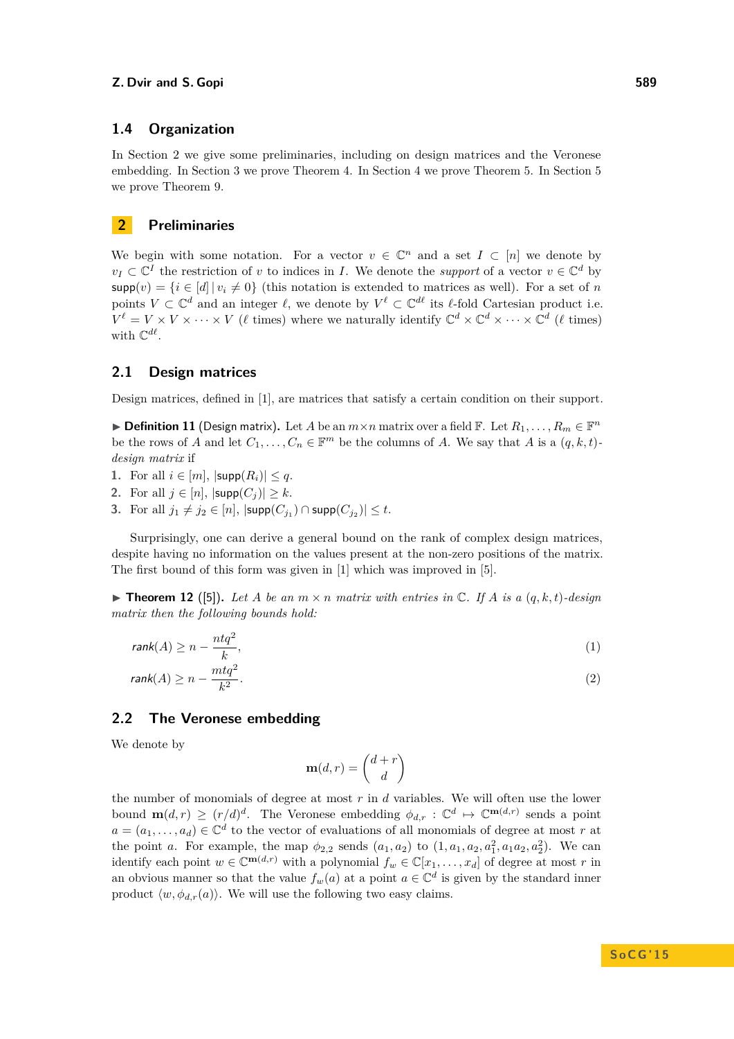### 1.4 Organization

In Section 2 we give some preliminaries, including on design matrices and the Veronese embedding. In Section 3 we prove Theorem 4. In Section 4 we prove Theorem 5. In Section 5 we prove Theorem 9.

## 2 Preliminaries

We begin with some notation. For a vector $v \in \mathbb{C}^n$ and a set $I \subset [n]$ we denote by $v_I \subset \mathbb{C}^I$ the restriction of $v$ to indices in $I$. We denote the *support* of a vector $v \in \mathbb{C}^d$ by $\mathsf{supp}(v) = \{i \in [d] \mid v_i \neq 0\}$ (this notation is extended to matrices as well). For a set of $n$ points $V \subset \mathbb{C}^d$ and an integer $\ell$, we denote by $V^\ell \subset \mathbb{C}^{d\ell}$ its $\ell$-fold Cartesian product i.e. $V^\ell = V \times V \times \cdots \times V$ ($\ell$ times) where we naturally identify $\mathbb{C}^d \times \mathbb{C}^d \times \cdots \times \mathbb{C}^d$ ($\ell$ times) with $\mathbb{C}^{d\ell}$.

### 2.1 Design matrices

Design matrices, defined in [1], are matrices that satisfy a certain condition on their support.

▶ **Definition 11** (Design matrix)**.** Let $A$ be an $m \times n$ matrix over a field $\mathbb{F}$. Let $R_1, \ldots, R_m \in \mathbb{F}^n$ be the rows of $A$ and let $C_1, \ldots, C_n \in \mathbb{F}^m$ be the columns of $A$. We say that $A$ is a $(q, k, t)$-*design matrix* if

1. For all $i \in [m]$, $|\mathsf{supp}(R_i)| \leq q$.
2. For all $j \in [n]$, $|\mathsf{supp}(C_j)| \geq k$.
3. For all $j_1 \neq j_2 \in [n]$, $|\mathsf{supp}(C_{j_1}) \cap \mathsf{supp}(C_{j_2})| \leq t$.

Surprisingly, one can derive a general bound on the rank of complex design matrices, despite having no information on the values present at the non-zero positions of the matrix. The first bound of this form was given in [1] which was improved in [5].

▶ **Theorem 12** ([5])**.** *Let $A$ be an $m \times n$ matrix with entries in $\mathbb{C}$. If $A$ is a $(q, k, t)$-design matrix then the following bounds hold:*

$$\mathsf{rank}(A) \geq n - \frac{ntq^2}{k}, \tag{1}$$

$$\mathsf{rank}(A) \geq n - \frac{mtq^2}{k^2}. \tag{2}$$

### 2.2 The Veronese embedding

We denote by

$$\mathbf{m}(d, r) = \binom{d + r}{d}$$

the number of monomials of degree at most $r$ in $d$ variables. We will often use the lower bound $\mathbf{m}(d, r) \geq (r/d)^d$. The Veronese embedding $\phi_{d,r} : \mathbb{C}^d \mapsto \mathbb{C}^{\mathbf{m}(d,r)}$ sends a point $a = (a_1, \ldots, a_d) \in \mathbb{C}^d$ to the vector of evaluations of all monomials of degree at most $r$ at the point $a$. For example, the map $\phi_{2,2}$ sends $(a_1, a_2)$ to $(1, a_1, a_2, a_1^2, a_1 a_2, a_2^2)$. We can identify each point $w \in \mathbb{C}^{\mathbf{m}(d,r)}$ with a polynomial $f_w \in \mathbb{C}[x_1, \ldots, x_d]$ of degree at most $r$ in an obvious manner so that the value $f_w(a)$ at a point $a \in \mathbb{C}^d$ is given by the standard inner product $\langle w, \phi_{d,r}(a) \rangle$. We will use the following two easy claims.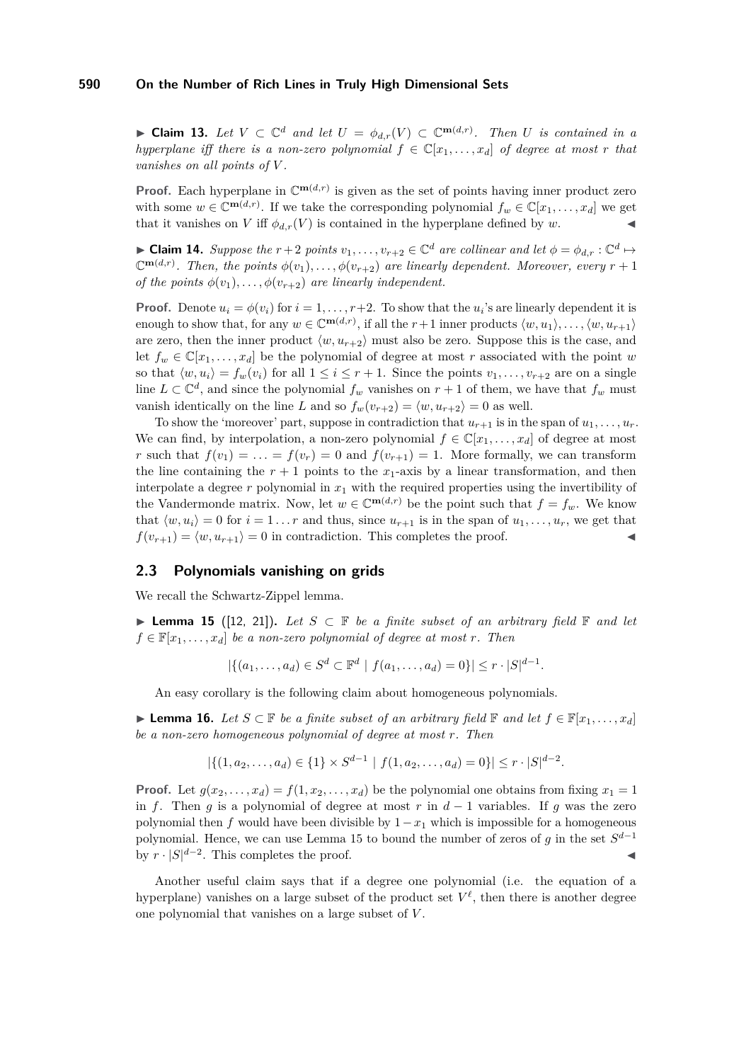▶ **Claim 13.** *Let $V \subset \mathbb{C}^d$ and let $U = \phi_{d,r}(V) \subset \mathbb{C}^{\mathbf{m}(d,r)}$. Then $U$ is contained in a hyperplane iff there is a non-zero polynomial $f \in \mathbb{C}[x_1, \ldots, x_d]$ of degree at most $r$ that vanishes on all points of $V$.*

**Proof.** Each hyperplane in $\mathbb{C}^{\mathbf{m}(d,r)}$ is given as the set of points having inner product zero with some $w \in \mathbb{C}^{\mathbf{m}(d,r)}$. If we take the corresponding polynomial $f_w \in \mathbb{C}[x_1, \ldots, x_d]$ we get that it vanishes on $V$ iff $\phi_{d,r}(V)$ is contained in the hyperplane defined by $w$. ◀

▶ **Claim 14.** *Suppose the $r+2$ points $v_1, \ldots, v_{r+2} \in \mathbb{C}^d$ are collinear and let $\phi = \phi_{d,r} : \mathbb{C}^d \mapsto \mathbb{C}^{\mathbf{m}(d,r)}$. Then, the points $\phi(v_1), \ldots, \phi(v_{r+2})$ are linearly dependent. Moreover, every $r+1$ of the points $\phi(v_1), \ldots, \phi(v_{r+2})$ are linearly independent.*

**Proof.** Denote $u_i = \phi(v_i)$ for $i = 1, \ldots, r+2$. To show that the $u_i$'s are linearly dependent it is enough to show that, for any $w \in \mathbb{C}^{\mathbf{m}(d,r)}$, if all the $r+1$ inner products $\langle w, u_1 \rangle, \ldots, \langle w, u_{r+1} \rangle$ are zero, then the inner product $\langle w, u_{r+2} \rangle$ must also be zero. Suppose this is the case, and let $f_w \in \mathbb{C}[x_1, \ldots, x_d]$ be the polynomial of degree at most $r$ associated with the point $w$ so that $\langle w, u_i \rangle = f_w(v_i)$ for all $1 \leq i \leq r+1$. Since the points $v_1, \ldots, v_{r+2}$ are on a single line $L \subset \mathbb{C}^d$, and since the polynomial $f_w$ vanishes on $r+1$ of them, we have that $f_w$ must vanish identically on the line $L$ and so $f_w(v_{r+2}) = \langle w, u_{r+2} \rangle = 0$ as well.

To show the 'moreover' part, suppose in contradiction that $u_{r+1}$ is in the span of $u_1, \ldots, u_r$. We can find, by interpolation, a non-zero polynomial $f \in \mathbb{C}[x_1, \ldots, x_d]$ of degree at most $r$ such that $f(v_1) = \ldots = f(v_r) = 0$ and $f(v_{r+1}) = 1$. More formally, we can transform the line containing the $r+1$ points to the $x_1$-axis by a linear transformation, and then interpolate a degree $r$ polynomial in $x_1$ with the required properties using the invertibility of the Vandermonde matrix. Now, let $w \in \mathbb{C}^{\mathbf{m}(d,r)}$ be the point such that $f = f_w$. We know that $\langle w, u_i \rangle = 0$ for $i = 1 \ldots r$ and thus, since $u_{r+1}$ is in the span of $u_1, \ldots, u_r$, we get that $f(v_{r+1}) = \langle w, u_{r+1} \rangle = 0$ in contradiction. This completes the proof. ◀

## 2.3 Polynomials vanishing on grids

We recall the Schwartz-Zippel lemma.

▶ **Lemma 15** ([12, 21])**.** *Let $S \subset \mathbb{F}$ be a finite subset of an arbitrary field $\mathbb{F}$ and let $f \in \mathbb{F}[x_1, \ldots, x_d]$ be a non-zero polynomial of degree at most $r$. Then*

$$|\{(a_1, \ldots, a_d) \in S^d \subset \mathbb{F}^d \mid f(a_1, \ldots, a_d) = 0\}| \leq r \cdot |S|^{d-1}.$$

An easy corollary is the following claim about homogeneous polynomials.

▶ **Lemma 16.** *Let $S \subset \mathbb{F}$ be a finite subset of an arbitrary field $\mathbb{F}$ and let $f \in \mathbb{F}[x_1, \ldots, x_d]$ be a non-zero homogeneous polynomial of degree at most $r$. Then*

$$|\{(1, a_2, \ldots, a_d) \in \{1\} \times S^{d-1} \mid f(1, a_2, \ldots, a_d) = 0\}| \leq r \cdot |S|^{d-2}.$$

**Proof.** Let $g(x_2, \ldots, x_d) = f(1, x_2, \ldots, x_d)$ be the polynomial one obtains from fixing $x_1 = 1$ in $f$. Then $g$ is a polynomial of degree at most $r$ in $d-1$ variables. If $g$ was the zero polynomial then $f$ would have been divisible by $1 - x_1$ which is impossible for a homogeneous polynomial. Hence, we can use Lemma 15 to bound the number of zeros of $g$ in the set $S^{d-1}$ by $r \cdot |S|^{d-2}$. This completes the proof. ◀

Another useful claim says that if a degree one polynomial (i.e. the equation of a hyperplane) vanishes on a large subset of the product set $V^\ell$, then there is another degree one polynomial that vanishes on a large subset of $V$.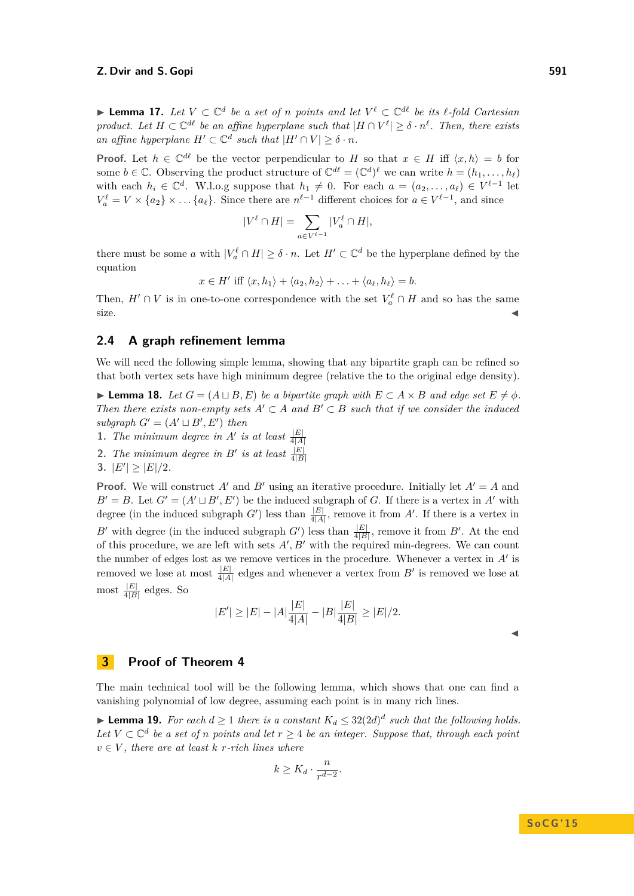▶ **Lemma 17.** *Let $V \subset \mathbb{C}^d$ be a set of $n$ points and let $V^\ell \subset \mathbb{C}^{d\ell}$ be its $\ell$-fold Cartesian product. Let $H \subset \mathbb{C}^{d\ell}$ be an affine hyperplane such that $|H \cap V^\ell| \geq \delta \cdot n^\ell$. Then, there exists an affine hyperplane $H' \subset \mathbb{C}^d$ such that $|H' \cap V| \geq \delta \cdot n$.*

**Proof.** Let $h \in \mathbb{C}^{d\ell}$ be the vector perpendicular to $H$ so that $x \in H$ iff $\langle x, h \rangle = b$ for some $b \in \mathbb{C}$. Observing the product structure of $\mathbb{C}^{d\ell} = (\mathbb{C}^d)^\ell$ we can write $h = (h_1, \ldots, h_\ell)$ with each $h_i \in \mathbb{C}^d$. W.l.o.g suppose that $h_1 \neq 0$. For each $a = (a_2, \ldots, a_\ell) \in V^{\ell-1}$ let $V_a^\ell = V \times \{a_2\} \times \ldots \{a_\ell\}$. Since there are $n^{\ell-1}$ different choices for $a \in V^{\ell-1}$, and since

$$|V^\ell \cap H| = \sum_{a \in V^{\ell-1}} |V_a^\ell \cap H|,$$

there must be some $a$ with $|V_a^\ell \cap H| \geq \delta \cdot n$. Let $H' \subset \mathbb{C}^d$ be the hyperplane defined by the equation

$$x \in H' \text{ iff } \langle x, h_1 \rangle + \langle a_2, h_2 \rangle + \ldots + \langle a_\ell, h_\ell \rangle = b.$$

Then, $H' \cap V$ is in one-to-one correspondence with the set $V_a^\ell \cap H$ and so has the same size. ◀

## 2.4 A graph refinement lemma

We will need the following simple lemma, showing that any bipartite graph can be refined so that both vertex sets have high minimum degree (relative the to the original edge density).

▶ **Lemma 18.** *Let $G = (A \sqcup B, E)$ be a bipartite graph with $E \subset A \times B$ and edge set $E \neq \phi$. Then there exists non-empty sets $A' \subset A$ and $B' \subset B$ such that if we consider the induced subgraph $G' = (A' \sqcup B', E')$ then*

1. *The minimum degree in $A'$ is at least $\frac{|E|}{4|A|}$*
2. *The minimum degree in $B'$ is at least $\frac{|E|}{4|B|}$*
3. *$|E'| \geq |E|/2$.*

**Proof.** We will construct $A'$ and $B'$ using an iterative procedure. Initially let $A' = A$ and $B' = B$. Let $G' = (A' \sqcup B', E')$ be the induced subgraph of $G$. If there is a vertex in $A'$ with degree (in the induced subgraph $G'$) less than $\frac{|E|}{4|A|}$, remove it from $A'$. If there is a vertex in $B'$ with degree (in the induced subgraph $G'$) less than $\frac{|E|}{4|B|}$, remove it from $B'$. At the end of this procedure, we are left with sets $A', B'$ with the required min-degrees. We can count the number of edges lost as we remove vertices in the procedure. Whenever a vertex in $A'$ is removed we lose at most $\frac{|E|}{4|A|}$ edges and whenever a vertex from $B'$ is removed we lose at most $\frac{|E|}{4|B|}$ edges. So

$$|E'| \geq |E| - |A|\frac{|E|}{4|A|} - |B|\frac{|E|}{4|B|} \geq |E|/2.$$

◀

# 3 Proof of Theorem 4

The main technical tool will be the following lemma, which shows that one can find a vanishing polynomial of low degree, assuming each point is in many rich lines.

▶ **Lemma 19.** *For each $d \geq 1$ there is a constant $K_d \leq 32(2d)^d$ such that the following holds. Let $V \subset \mathbb{C}^d$ be a set of $n$ points and let $r \geq 4$ be an integer. Suppose that, through each point $v \in V$, there are at least $k$ $r$-rich lines where*

$$k \geq K_d \cdot \frac{n}{r^{d-2}}.$$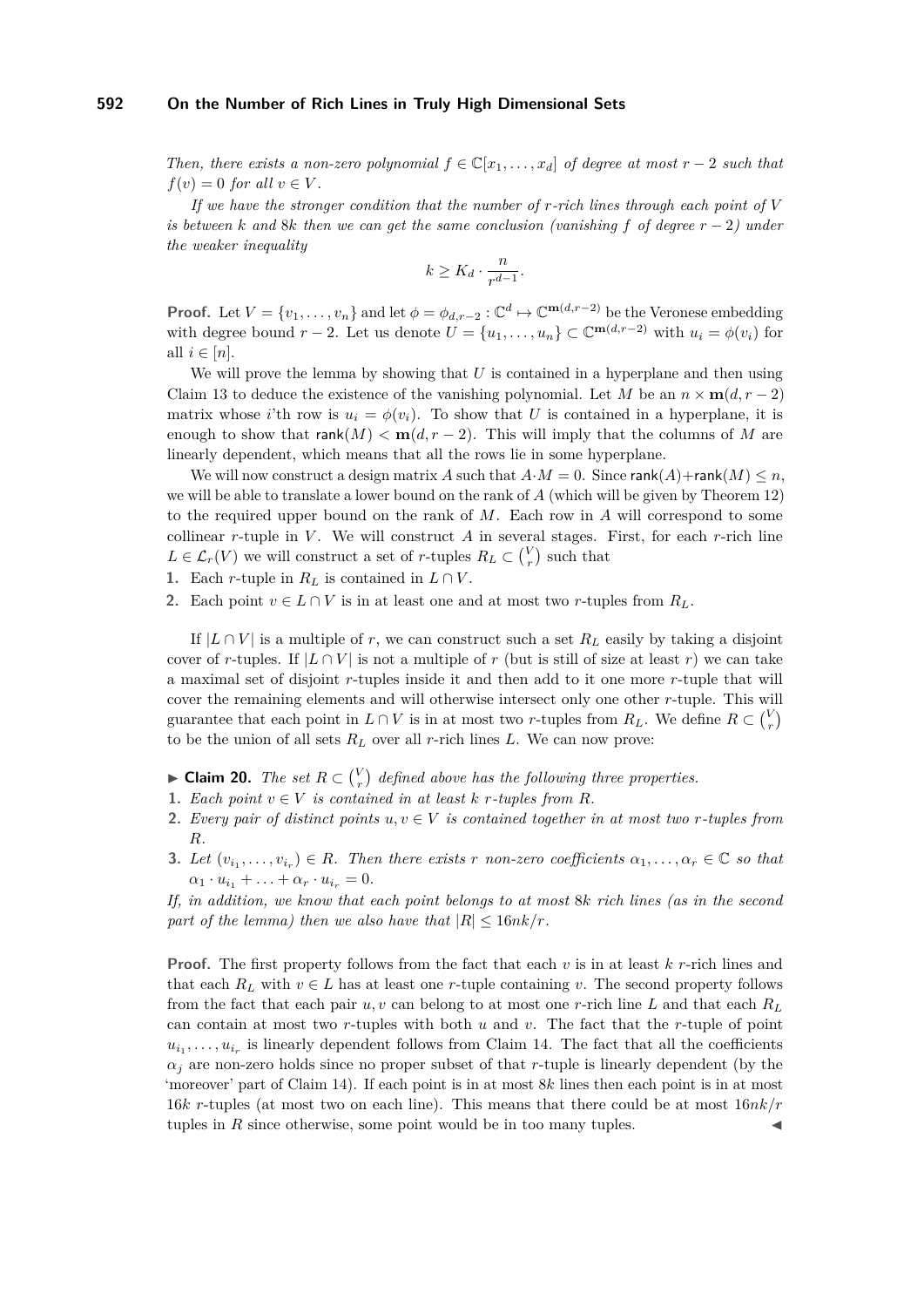*Then, there exists a non-zero polynomial $f \in \mathbb{C}[x_1, \ldots, x_d]$ of degree at most $r-2$ such that $f(v) = 0$ for all $v \in V$.*

*If we have the stronger condition that the number of $r$-rich lines through each point of $V$ is between $k$ and $8k$ then we can get the same conclusion (vanishing $f$ of degree $r-2$) under the weaker inequality*

$$k \geq K_d \cdot \frac{n}{r^{d-1}}.$$

**Proof.** Let $V = \{v_1, \ldots, v_n\}$ and let $\phi = \phi_{d,r-2} : \mathbb{C}^d \mapsto \mathbb{C}^{\mathbf{m}(d,r-2)}$ be the Veronese embedding with degree bound $r-2$. Let us denote $U = \{u_1, \ldots, u_n\} \subset \mathbb{C}^{\mathbf{m}(d,r-2)}$ with $u_i = \phi(v_i)$ for all $i \in [n]$.

We will prove the lemma by showing that $U$ is contained in a hyperplane and then using Claim 13 to deduce the existence of the vanishing polynomial. Let $M$ be an $n \times \mathbf{m}(d, r-2)$ matrix whose $i$'th row is $u_i = \phi(v_i)$. To show that $U$ is contained in a hyperplane, it is enough to show that $\mathsf{rank}(M) < \mathbf{m}(d, r-2)$. This will imply that the columns of $M$ are linearly dependent, which means that all the rows lie in some hyperplane.

We will now construct a design matrix $A$ such that $A \cdot M = 0$. Since $\mathsf{rank}(A) + \mathsf{rank}(M) \leq n$, we will be able to translate a lower bound on the rank of $A$ (which will be given by Theorem 12) to the required upper bound on the rank of $M$. Each row in $A$ will correspond to some collinear $r$-tuple in $V$. We will construct $A$ in several stages. First, for each $r$-rich line $L \in \mathcal{L}_r(V)$ we will construct a set of $r$-tuples $R_L \subset \binom{V}{r}$ such that

1. Each $r$-tuple in $R_L$ is contained in $L \cap V$.
2. Each point $v \in L \cap V$ is in at least one and at most two $r$-tuples from $R_L$.

If $|L \cap V|$ is a multiple of $r$, we can construct such a set $R_L$ easily by taking a disjoint cover of $r$-tuples. If $|L \cap V|$ is not a multiple of $r$ (but is still of size at least $r$) we can take a maximal set of disjoint $r$-tuples inside it and then add to it one more $r$-tuple that will cover the remaining elements and will otherwise intersect only one other $r$-tuple. This will guarantee that each point in $L \cap V$ is in at most two $r$-tuples from $R_L$. We define $R \subset \binom{V}{r}$ to be the union of all sets $R_L$ over all $r$-rich lines $L$. We can now prove:

▶ **Claim 20.** *The set $R \subset \binom{V}{r}$ defined above has the following three properties.*

1. *Each point $v \in V$ is contained in at least $k$ $r$-tuples from $R$.*
2. *Every pair of distinct points $u, v \in V$ is contained together in at most two $r$-tuples from $R$.*
3. *Let $(v_{i_1}, \ldots, v_{i_r}) \in R$. Then there exists $r$ non-zero coefficients $\alpha_1, \ldots, \alpha_r \in \mathbb{C}$ so that $\alpha_1 \cdot u_{i_1} + \ldots + \alpha_r \cdot u_{i_r} = 0$.*

*If, in addition, we know that each point belongs to at most $8k$ rich lines (as in the second part of the lemma) then we also have that $|R| \leq 16nk/r$.*

**Proof.** The first property follows from the fact that each $v$ is in at least $k$ $r$-rich lines and that each $R_L$ with $v \in L$ has at least one $r$-tuple containing $v$. The second property follows from the fact that each pair $u, v$ can belong to at most one $r$-rich line $L$ and that each $R_L$ can contain at most two $r$-tuples with both $u$ and $v$. The fact that the $r$-tuple of point $u_{i_1}, \ldots, u_{i_r}$ is linearly dependent follows from Claim 14. The fact that all the coefficients $\alpha_j$ are non-zero holds since no proper subset of that $r$-tuple is linearly dependent (by the 'moreover' part of Claim 14). If each point is in at most $8k$ lines then each point is in at most $16k$ $r$-tuples (at most two on each line). This means that there could be at most $16nk/r$ tuples in $R$ since otherwise, some point would be in too many tuples. ◀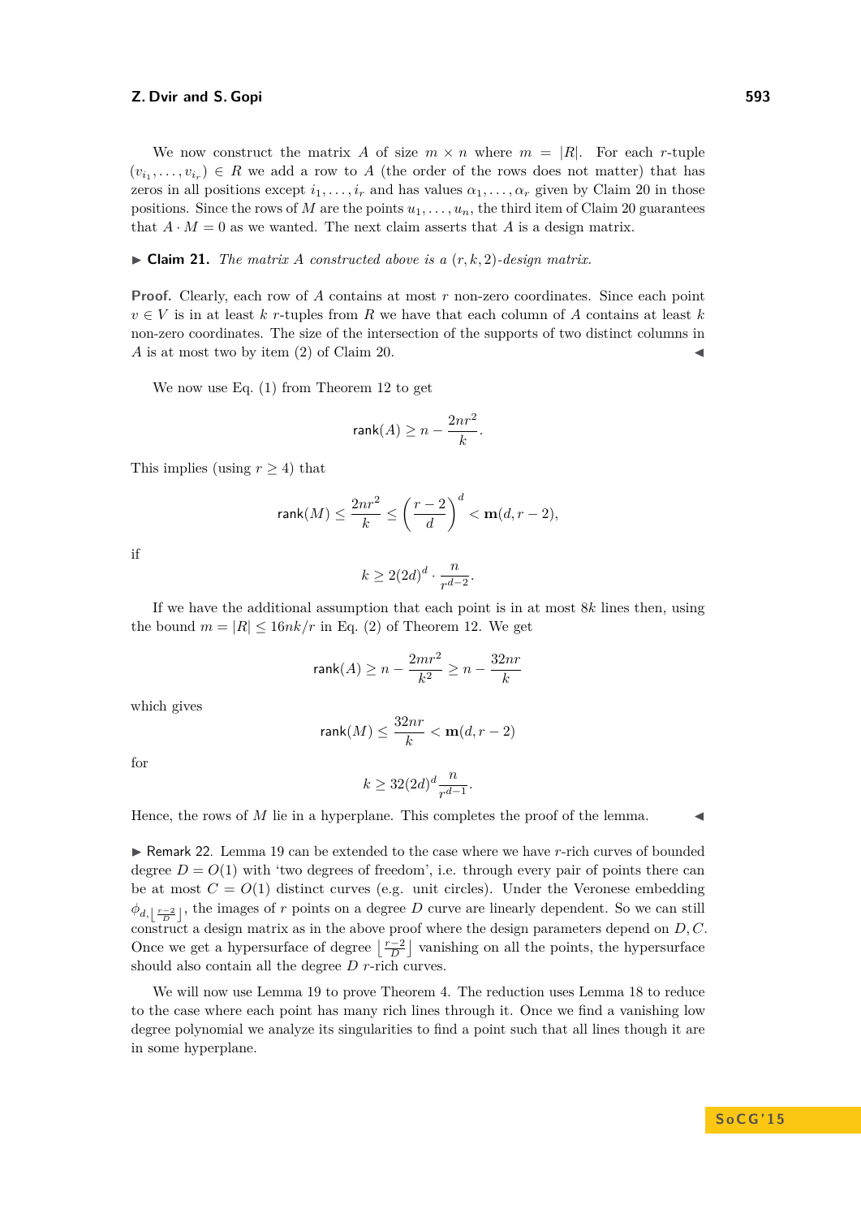We now construct the matrix $A$ of size $m \times n$ where $m = |R|$. For each $r$-tuple $(v_{i_1}, \ldots, v_{i_r}) \in R$ we add a row to $A$ (the order of the rows does not matter) that has zeros in all positions except $i_1, \ldots, i_r$ and has values $\alpha_1, \ldots, \alpha_r$ given by Claim 20 in those positions. Since the rows of $M$ are the points $u_1, \ldots, u_n$, the third item of Claim 20 guarantees that $A \cdot M = 0$ as we wanted. The next claim asserts that $A$ is a design matrix.

▶ **Claim 21.** *The matrix $A$ constructed above is a $(r, k, 2)$-design matrix.*

**Proof.** Clearly, each row of $A$ contains at most $r$ non-zero coordinates. Since each point $v \in V$ is in at least $k$ $r$-tuples from $R$ we have that each column of $A$ contains at least $k$ non-zero coordinates. The size of the intersection of the supports of two distinct columns in $A$ is at most two by item (2) of Claim 20. ◀

We now use Eq. (1) from Theorem 12 to get

$$\mathsf{rank}(A) \geq n - \frac{2nr^2}{k}.$$

This implies (using $r \geq 4$) that

$$\mathsf{rank}(M) \leq \frac{2nr^2}{k} \leq \binom{r-2}{d}^d < \mathbf{m}(d, r-2),$$

if

$$k \geq 2(2d)^d \cdot \frac{n}{r^{d-2}}.$$

If we have the additional assumption that each point is in at most $8k$ lines then, using the bound $m = |R| \leq 16nk/r$ in Eq. (2) of Theorem 12. We get

$$\mathsf{rank}(A) \geq n - \frac{2mr^2}{k^2} \geq n - \frac{32nr}{k}$$

which gives

$$\mathsf{rank}(M) \leq \frac{32nr}{k} < \mathbf{m}(d, r-2)$$

for

$$k \geq 32(2d)^d \frac{n}{r^{d-1}}.$$

Hence, the rows of $M$ lie in a hyperplane. This completes the proof of the lemma. ◀

▶ Remark 22. Lemma 19 can be extended to the case where we have $r$-rich curves of bounded degree $D = O(1)$ with 'two degrees of freedom', i.e. through every pair of points there can be at most $C = O(1)$ distinct curves (e.g. unit circles). Under the Veronese embedding $\phi_{d,\lfloor \frac{r-2}{D} \rfloor}$, the images of $r$ points on a degree $D$ curve are linearly dependent. So we can still construct a design matrix as in the above proof where the design parameters depend on $D, C$. Once we get a hypersurface of degree $\lfloor \frac{r-2}{D} \rfloor$ vanishing on all the points, the hypersurface should also contain all the degree $D$ $r$-rich curves.

We will now use Lemma 19 to prove Theorem 4. The reduction uses Lemma 18 to reduce to the case where each point has many rich lines through it. Once we find a vanishing low degree polynomial we analyze its singularities to find a point such that all lines though it are in some hyperplane.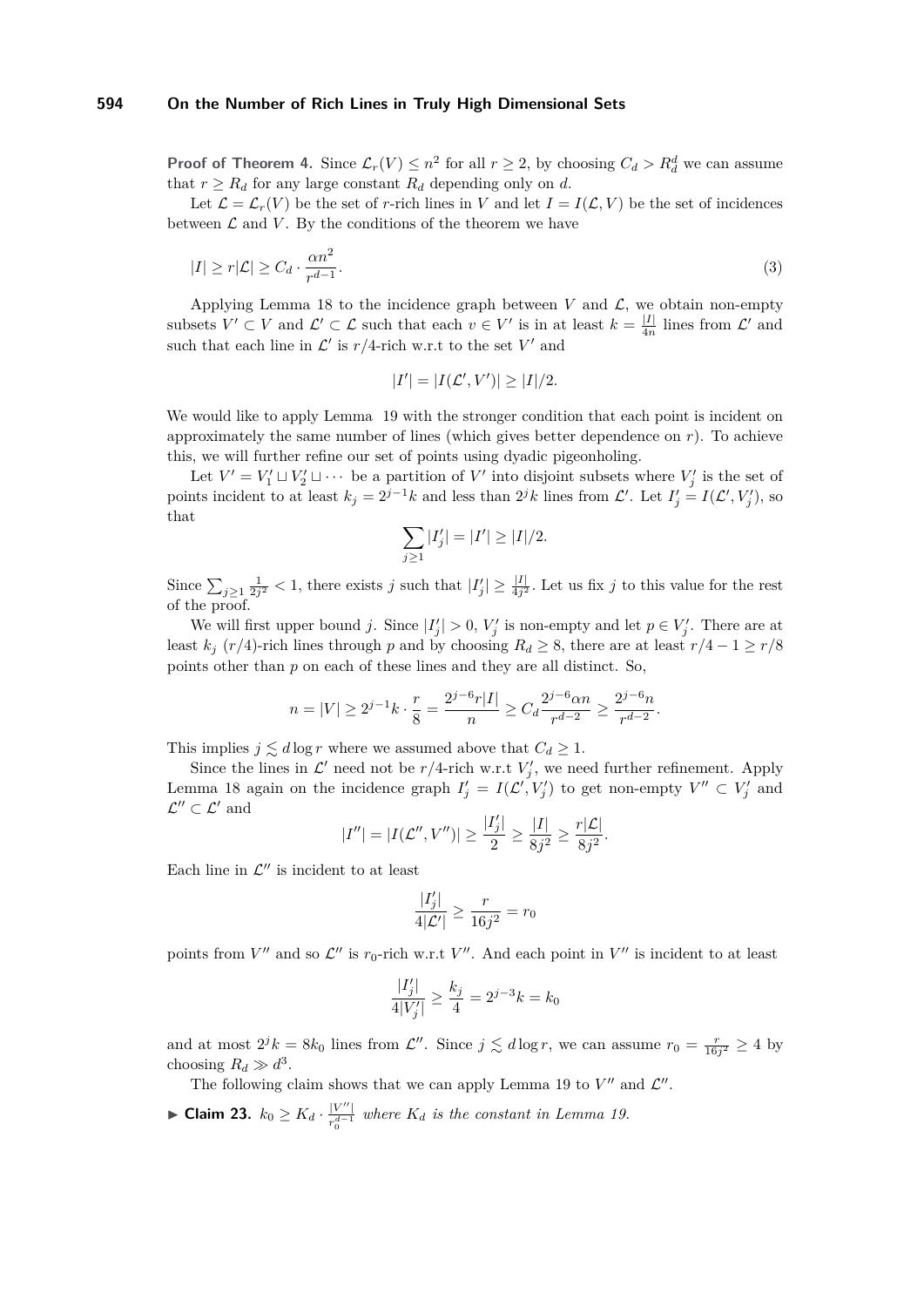**Proof of Theorem 4.** Since $\mathcal{L}_r(V) \le n^2$ for all $r \ge 2$, by choosing $C_d > R_d^d$ we can assume that $r \ge R_d$ for any large constant $R_d$ depending only on $d$.

Let $\mathcal{L} = \mathcal{L}_r(V)$ be the set of $r$-rich lines in $V$ and let $I = I(\mathcal{L}, V)$ be the set of incidences between $\mathcal{L}$ and $V$. By the conditions of the theorem we have

$$|I| \ge r|\mathcal{L}| \ge C_d \cdot \frac{\alpha n^2}{r^{d-1}}. \tag{3}$$

Applying Lemma 18 to the incidence graph between $V$ and $\mathcal{L}$, we obtain non-empty subsets $V' \subset V$ and $\mathcal{L}' \subset \mathcal{L}$ such that each $v \in V'$ is in at least $k = \frac{|I|}{4n}$ lines from $\mathcal{L}'$ and such that each line in $\mathcal{L}'$ is $r/4$-rich w.r.t to the set $V'$ and

$$|I'| = |I(\mathcal{L}', V')| \ge |I|/2.$$

We would like to apply Lemma 19 with the stronger condition that each point is incident on approximately the same number of lines (which gives better dependence on $r$). To achieve this, we will further refine our set of points using dyadic pigeonholing.

Let $V' = V_1' \sqcup V_2' \sqcup \cdots$ be a partition of $V'$ into disjoint subsets where $V_j'$ is the set of points incident to at least $k_j = 2^{j-1}k$ and less than $2^j k$ lines from $\mathcal{L}'$. Let $I_j' = I(\mathcal{L}', V_j')$, so that

$$\sum_{j \ge 1} |I_j'| = |I'| \ge |I|/2.$$

Since $\sum_{j \ge 1} \frac{1}{2j^2} < 1$, there exists $j$ such that $|I_j'| \ge \frac{|I|}{4j^2}$. Let us fix $j$ to this value for the rest of the proof.

We will first upper bound $j$. Since $|I_j'| > 0$, $V_j'$ is non-empty and let $p \in V_j'$. There are at least $k_j$ $(r/4)$-rich lines through $p$ and by choosing $R_d \ge 8$, there are at least $r/4 - 1 \ge r/8$ points other than $p$ on each of these lines and they are all distinct. So,

$$n = |V| \ge 2^{j-1}k \cdot \frac{r}{8} = \frac{2^{j-6} r|I|}{n} \ge C_d \frac{2^{j-6}\alpha n}{r^{d-2}} \ge \frac{2^{j-6} n}{r^{d-2}}.$$

This implies $j \lesssim d \log r$ where we assumed above that $C_d \ge 1$.

Since the lines in $\mathcal{L}'$ need not be $r/4$-rich w.r.t $V_j'$, we need further refinement. Apply Lemma 18 again on the incidence graph $I_j' = I(\mathcal{L}', V_j')$ to get non-empty $V'' \subset V_j'$ and $\mathcal{L}'' \subset \mathcal{L}'$ and

$$|I''| = |I(\mathcal{L}'', V'')| \ge \frac{|I_j'|}{2} \ge \frac{|I|}{8j^2} \ge \frac{r|\mathcal{L}|}{8j^2}.$$

Each line in $\mathcal{L}''$ is incident to at least

$$\frac{|I_j'|}{4|\mathcal{L}'|} \ge \frac{r}{16j^2} = r_0$$

points from $V''$ and so $\mathcal{L}''$ is $r_0$-rich w.r.t $V''$. And each point in $V''$ is incident to at least

$$\frac{|I_j'|}{4|V_j'|} \ge \frac{k_j}{4} = 2^{j-3}k = k_0$$

and at most $2^j k = 8k_0$ lines from $\mathcal{L}''$. Since $j \lesssim d \log r$, we can assume $r_0 = \frac{r}{16j^2} \ge 4$ by choosing $R_d \gg d^3$.

The following claim shows that we can apply Lemma 19 to $V''$ and $\mathcal{L}''$.

▶ **Claim 23.** *$k_0 \ge K_d \cdot \frac{|V''|}{r_0^{d-1}}$ where $K_d$ is the constant in Lemma 19.*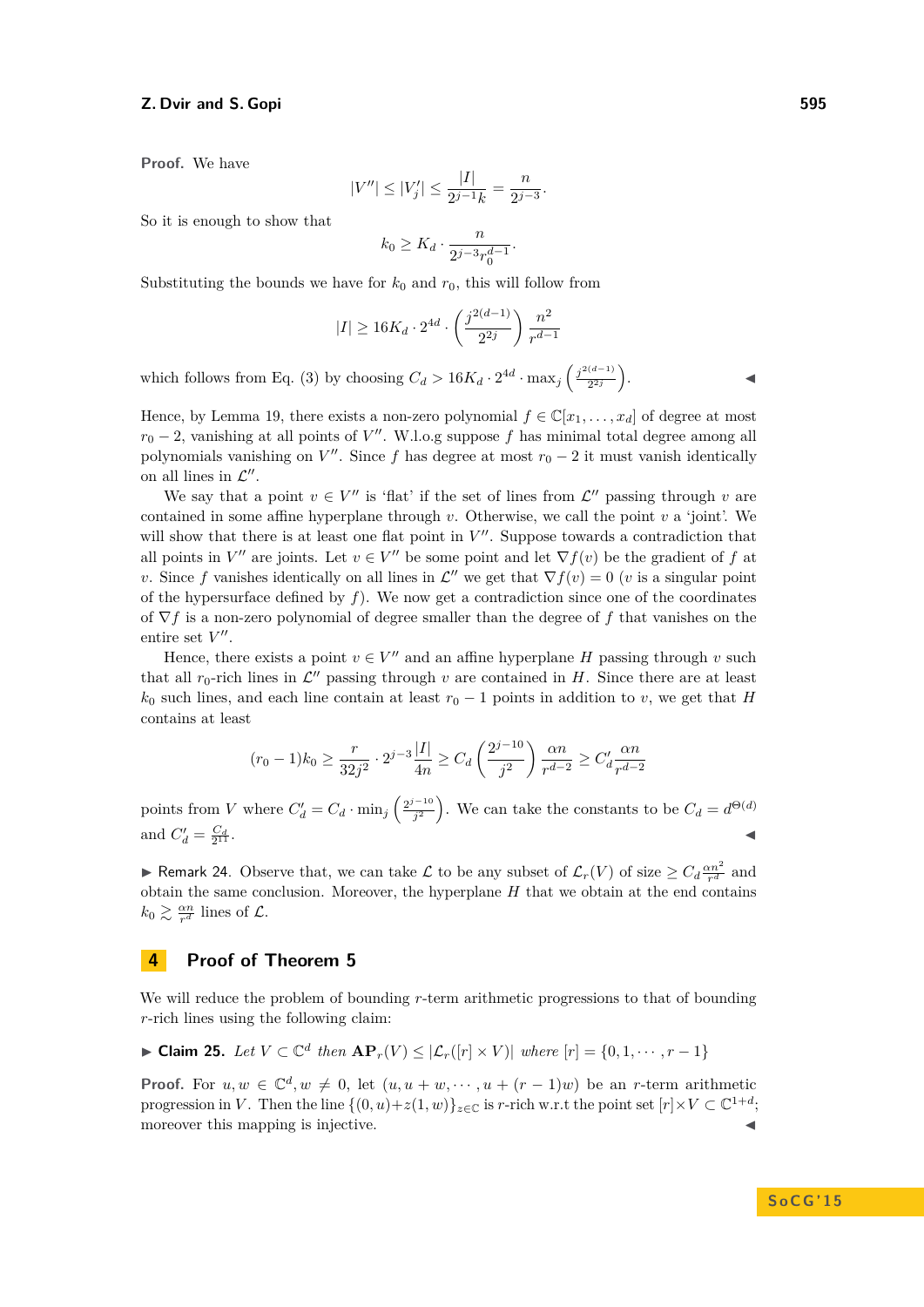**Proof.** We have

$$|V''| \le |V_j'| \le \frac{|I|}{2^{j-1}k} = \frac{n}{2^{j-3}}.$$

So it is enough to show that

$$k_0 \ge K_d \cdot \frac{n}{2^{j-3} r_0^{d-1}}.$$

Substituting the bounds we have for $k_0$ and $r_0$, this will follow from

$$|I| \ge 16 K_d \cdot 2^{4d} \cdot \left(\frac{j^{2(d-1)}}{2^{2j}}\right) \frac{n^2}{r^{d-1}}$$

which follows from Eq. (3) by choosing $C_d > 16K_d \cdot 2^{4d} \cdot \max_j \left(\frac{j^{2(d-1)}}{2^{2j}}\right)$. ◀

Hence, by Lemma 19, there exists a non-zero polynomial $f \in \mathbb{C}[x_1, \ldots, x_d]$ of degree at most $r_0 - 2$, vanishing at all points of $V''$. W.l.o.g suppose $f$ has minimal total degree among all polynomials vanishing on $V''$. Since $f$ has degree at most $r_0 - 2$ it must vanish identically on all lines in $\mathcal{L}''$.

We say that a point $v \in V''$ is 'flat' if the set of lines from $\mathcal{L}''$ passing through $v$ are contained in some affine hyperplane through $v$. Otherwise, we call the point $v$ a 'joint'. We will show that there is at least one flat point in $V''$. Suppose towards a contradiction that all points in $V''$ are joints. Let $v \in V''$ be some point and let $\nabla f(v)$ be the gradient of $f$ at $v$. Since $f$ vanishes identically on all lines in $\mathcal{L}''$ we get that $\nabla f(v) = 0$ ($v$ is a singular point of the hypersurface defined by $f$). We now get a contradiction since one of the coordinates of $\nabla f$ is a non-zero polynomial of degree smaller than the degree of $f$ that vanishes on the entire set $V''$.

Hence, there exists a point $v \in V''$ and an affine hyperplane $H$ passing through $v$ such that all $r_0$-rich lines in $\mathcal{L}''$ passing through $v$ are contained in $H$. Since there are at least $k_0$ such lines, and each line contain at least $r_0 - 1$ points in addition to $v$, we get that $H$ contains at least

$$(r_0 - 1)k_0 \ge \frac{r}{32j^2} \cdot 2^{j-3} \frac{|I|}{4n} \ge C_d \left(\frac{2^{j-10}}{j^2}\right) \frac{\alpha n}{r^{d-2}} \ge C_d' \frac{\alpha n}{r^{d-2}}$$

points from $V$ where $C_d' = C_d \cdot \min_j \left(\frac{2^{j-10}}{j^2}\right)$. We can take the constants to be $C_d = d^{\Theta(d)}$ and $C_d' = \frac{C_d}{2^{11}}$. ◀

▶ Remark 24. Observe that, we can take $\mathcal{L}$ to be any subset of $\mathcal{L}_r(V)$ of size $\ge C_d \frac{\alpha n^2}{r^d}$ and obtain the same conclusion. Moreover, the hyperplane $H$ that we obtain at the end contains $k_0 \gtrsim \frac{\alpha n}{r^d}$ lines of $\mathcal{L}$.

## 4 Proof of Theorem 5

We will reduce the problem of bounding $r$-term arithmetic progressions to that of bounding $r$-rich lines using the following claim:

▶ **Claim 25.** *Let $V \subset \mathbb{C}^d$ then $\mathbf{AP}_r(V) \le |\mathcal{L}_r([r] \times V)|$ where $[r] = \{0, 1, \cdots, r-1\}$*

**Proof.** For $u, w \in \mathbb{C}^d, w \ne 0$, let $(u, u+w, \cdots, u+(r-1)w)$ be an $r$-term arithmetic progression in $V$. Then the line $\{(0, u) + z(1, w)\}_{z \in \mathbb{C}}$ is $r$-rich w.r.t the point set $[r] \times V \subset \mathbb{C}^{1+d}$; moreover this mapping is injective. ◀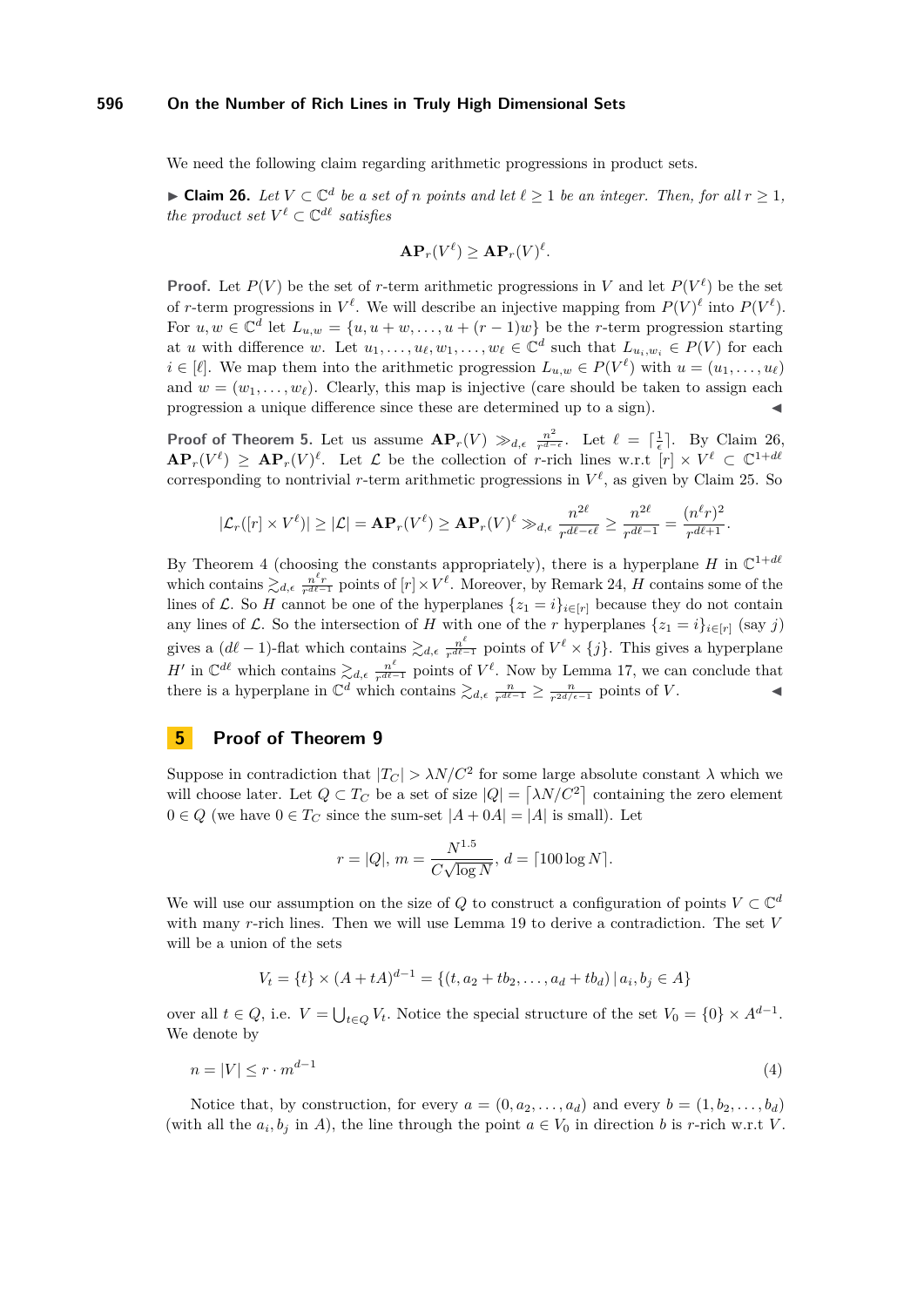We need the following claim regarding arithmetic progressions in product sets.

▶ **Claim 26.** *Let $V \subset \mathbb{C}^d$ be a set of $n$ points and let $\ell \geq 1$ be an integer. Then, for all $r \geq 1$, the product set $V^\ell \subset \mathbb{C}^{d\ell}$ satisfies*

$$\mathbf{AP}_r(V^\ell) \geq \mathbf{AP}_r(V)^\ell.$$

**Proof.** Let $P(V)$ be the set of $r$-term arithmetic progressions in $V$ and let $P(V^\ell)$ be the set of $r$-term progressions in $V^\ell$. We will describe an injective mapping from $P(V)^\ell$ into $P(V^\ell)$. For $u, w \in \mathbb{C}^d$ let $L_{u,w} = \{u, u+w, \ldots, u+(r-1)w\}$ be the $r$-term progression starting at $u$ with difference $w$. Let $u_1, \ldots, u_\ell, w_1, \ldots, w_\ell \in \mathbb{C}^d$ such that $L_{u_i,w_i} \in P(V)$ for each $i \in [\ell]$. We map them into the arithmetic progression $L_{u,w} \in P(V^\ell)$ with $u = (u_1, \ldots, u_\ell)$ and $w = (w_1, \ldots, w_\ell)$. Clearly, this map is injective (care should be taken to assign each progression a unique difference since these are determined up to a sign). ◀

**Proof of Theorem 5.** Let us assume $\mathbf{AP}_r(V) \gg_{d,\epsilon} \frac{n^2}{r^{d-\epsilon}}$. Let $\ell = \lceil \frac{1}{\epsilon} \rceil$. By Claim 26, $\mathbf{AP}_r(V^\ell) \geq \mathbf{AP}_r(V)^\ell$. Let $\mathcal{L}$ be the collection of $r$-rich lines w.r.t $[r] \times V^\ell \subset \mathbb{C}^{1+d\ell}$ corresponding to nontrivial $r$-term arithmetic progressions in $V^\ell$, as given by Claim 25. So

$$|\mathcal{L}_r([r] \times V^\ell)| \geq |\mathcal{L}| = \mathbf{AP}_r(V^\ell) \geq \mathbf{AP}_r(V)^\ell \gg_{d,\epsilon} \frac{n^{2\ell}}{r^{d\ell - \epsilon\ell}} \geq \frac{n^{2\ell}}{r^{d\ell-1}} = \frac{(n^\ell r)^2}{r^{d\ell+1}}.$$

By Theorem 4 (choosing the constants appropriately), there is a hyperplane $H$ in $\mathbb{C}^{1+d\ell}$ which contains $\gtrsim_{d,\epsilon} \frac{n^\ell r}{r^{d\ell-1}}$ points of $[r] \times V^\ell$. Moreover, by Remark 24, $H$ contains some of the lines of $\mathcal{L}$. So $H$ cannot be one of the hyperplanes $\{z_1 = i\}_{i \in [r]}$ because they do not contain any lines of $\mathcal{L}$. So the intersection of $H$ with one of the $r$ hyperplanes $\{z_1 = i\}_{i \in [r]}$ (say $j$) gives a $(d\ell - 1)$-flat which contains $\gtrsim_{d,\epsilon} \frac{n^\ell}{r^{d\ell-1}}$ points of $V^\ell \times \{j\}$. This gives a hyperplane $H'$ in $\mathbb{C}^{d\ell}$ which contains $\gtrsim_{d,\epsilon} \frac{n^\ell}{r^{d\ell-1}}$ points of $V^\ell$. Now by Lemma 17, we can conclude that there is a hyperplane in $\mathbb{C}^d$ which contains $\gtrsim_{d,\epsilon} \frac{n}{r^{d\ell-1}} \geq \frac{n}{r^{2d/\epsilon - 1}}$ points of $V$. ◀

## 5 Proof of Theorem 9

Suppose in contradiction that $|T_C| > \lambda N / C^2$ for some large absolute constant $\lambda$ which we will choose later. Let $Q \subset T_C$ be a set of size $|Q| = \lceil \lambda N / C^2 \rceil$ containing the zero element $0 \in Q$ (we have $0 \in T_C$ since the sum-set $|A + 0A| = |A|$ is small). Let

$$r = |Q|,\ m = \frac{N^{1.5}}{C\sqrt{\log N}},\ d = \lceil 100 \log N \rceil.$$

We will use our assumption on the size of $Q$ to construct a configuration of points $V \subset \mathbb{C}^d$ with many $r$-rich lines. Then we will use Lemma 19 to derive a contradiction. The set $V$ will be a union of the sets

$$V_t = \{t\} \times (A + tA)^{d-1} = \{(t, a_2 + tb_2, \ldots, a_d + tb_d) \,|\, a_i, b_j \in A\}$$

over all $t \in Q$, i.e. $V = \bigcup_{t \in Q} V_t$. Notice the special structure of the set $V_0 = \{0\} \times A^{d-1}$. We denote by

$$n = |V| \leq r \cdot m^{d-1} \tag{4}$$

Notice that, by construction, for every $a = (0, a_2, \ldots, a_d)$ and every $b = (1, b_2, \ldots, b_d)$ (with all the $a_i, b_j$ in $A$), the line through the point $a \in V_0$ in direction $b$ is $r$-rich w.r.t $V$.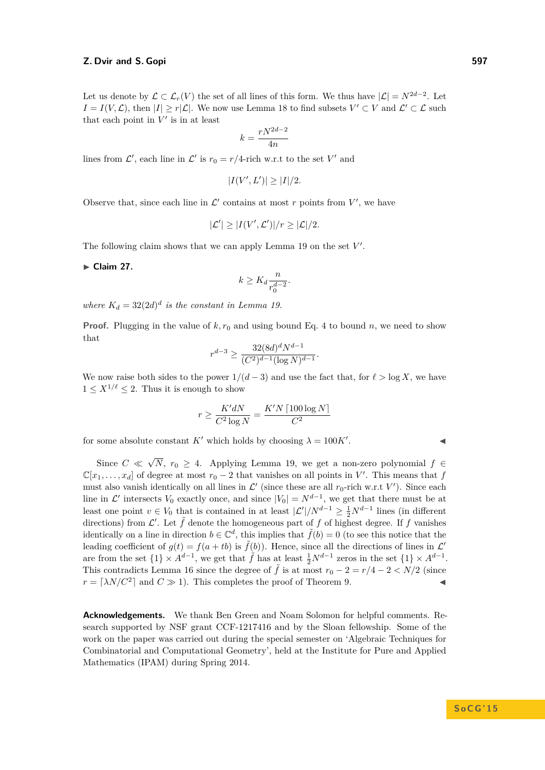Let us denote by $\mathcal{L} \subset \mathcal{L}_r(V)$ the set of all lines of this form. We thus have $|\mathcal{L}| = N^{2d-2}$. Let $I = I(V, \mathcal{L})$, then $|I| \geq r|\mathcal{L}|$. We now use Lemma 18 to find subsets $V' \subset V$ and $\mathcal{L}' \subset \mathcal{L}$ such that each point in $V'$ is in at least

$$k = \frac{rN^{2d-2}}{4n}$$

lines from $\mathcal{L}'$, each line in $\mathcal{L}'$ is $r_0 = r/4$-rich w.r.t to the set $V'$ and

$$|I(V', L')| \geq |I|/2.$$

Observe that, since each line in $\mathcal{L}'$ contains at most $r$ points from $V'$, we have

$$|\mathcal{L}'| \geq |I(V', \mathcal{L}')|/r \geq |\mathcal{L}|/2.$$

The following claim shows that we can apply Lemma 19 on the set $V'$.

▶ **Claim 27.**

$$k \geq K_d \frac{n}{r_0^{d-2}}.$$

*where $K_d = 32(2d)^d$ is the constant in Lemma 19.*

**Proof.** Plugging in the value of $k, r_0$ and using bound Eq. 4 to bound $n$, we need to show that

$$r^{d-3} \geq \frac{32(8d)^d N^{d-1}}{(C^2)^{d-1}(\log N)^{d-1}}.$$

We now raise both sides to the power $1/(d-3)$ and use the fact that, for $\ell > \log X$, we have $1 \leq X^{1/\ell} \leq 2$. Thus it is enough to show

$$r \geq \frac{K'dN}{C^2 \log N} = \frac{K'N\lceil 100 \log N\rceil}{C^2}$$

for some absolute constant $K'$ which holds by choosing $\lambda = 100K'$. ◀

Since $C \ll \sqrt{N}$, $r_0 \geq 4$. Applying Lemma 19, we get a non-zero polynomial $f \in \mathbb{C}[x_1, \ldots, x_d]$ of degree at most $r_0 - 2$ that vanishes on all points in $V'$. This means that $f$ must also vanish identically on all lines in $\mathcal{L}'$ (since these are all $r_0$-rich w.r.t $V'$). Since each line in $\mathcal{L}'$ intersects $V_0$ exactly once, and since $|V_0| = N^{d-1}$, we get that there must be at least one point $v \in V_0$ that is contained in at least $|\mathcal{L}'|/N^{d-1} \geq \frac{1}{2}N^{d-1}$ lines (in different directions) from $\mathcal{L}'$. Let $\tilde{f}$ denote the homogeneous part of $f$ of highest degree. If $f$ vanishes identically on a line in direction $b \in \mathbb{C}^d$, this implies that $\tilde{f}(b) = 0$ (to see this notice that the leading coefficient of $g(t) = f(a + tb)$ is $\tilde{f}(b)$). Hence, since all the directions of lines in $\mathcal{L}'$ are from the set $\{1\} \times A^{d-1}$, we get that $\tilde{f}$ has at least $\frac{1}{2}N^{d-1}$ zeros in the set $\{1\} \times A^{d-1}$. This contradicts Lemma 16 since the degree of $\tilde{f}$ is at most $r_0 - 2 = r/4 - 2 < N/2$ (since $r = \lceil \lambda N/C^2 \rceil$ and $C \gg 1$). This completes the proof of Theorem 9. ◀

**Acknowledgements.** We thank Ben Green and Noam Solomon for helpful comments. Research supported by NSF grant CCF-1217416 and by the Sloan fellowship. Some of the work on the paper was carried out during the special semester on 'Algebraic Techniques for Combinatorial and Computational Geometry', held at the Institute for Pure and Applied Mathematics (IPAM) during Spring 2014.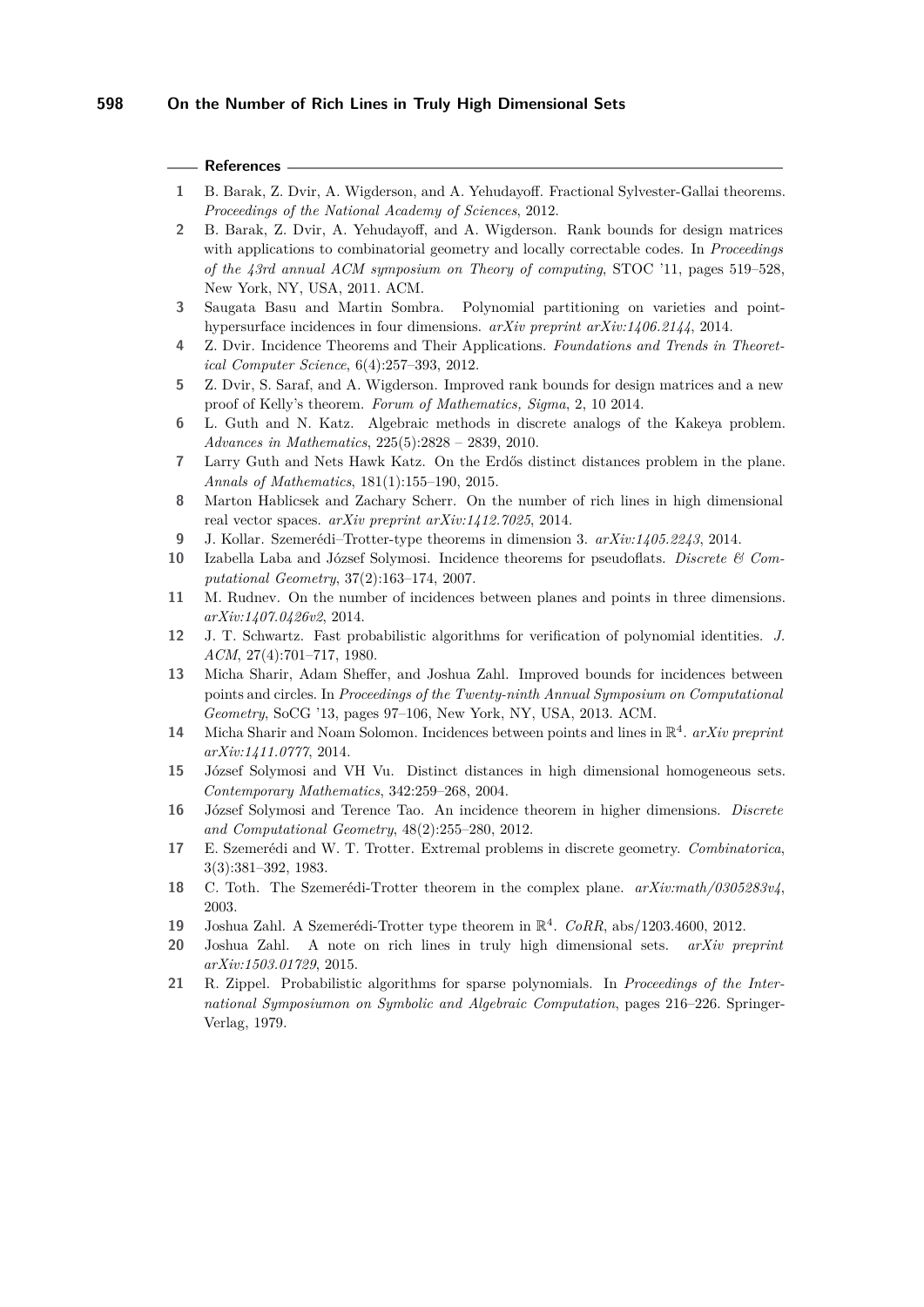## References

1. B. Barak, Z. Dvir, A. Wigderson, and A. Yehudayoff. Fractional Sylvester-Gallai theorems. *Proceedings of the National Academy of Sciences*, 2012.
2. B. Barak, Z. Dvir, A. Yehudayoff, and A. Wigderson. Rank bounds for design matrices with applications to combinatorial geometry and locally correctable codes. In *Proceedings of the 43rd annual ACM symposium on Theory of computing*, STOC '11, pages 519–528, New York, NY, USA, 2011. ACM.
3. Saugata Basu and Martin Sombra. Polynomial partitioning on varieties and point-hypersurface incidences in four dimensions. *arXiv preprint arXiv:1406.2144*, 2014.
4. Z. Dvir. Incidence Theorems and Their Applications. *Foundations and Trends in Theoretical Computer Science*, 6(4):257–393, 2012.
5. Z. Dvir, S. Saraf, and A. Wigderson. Improved rank bounds for design matrices and a new proof of Kelly's theorem. *Forum of Mathematics, Sigma*, 2, 10 2014.
6. L. Guth and N. Katz. Algebraic methods in discrete analogs of the Kakeya problem. *Advances in Mathematics*, 225(5):2828 – 2839, 2010.
7. Larry Guth and Nets Hawk Katz. On the Erdős distinct distances problem in the plane. *Annals of Mathematics*, 181(1):155–190, 2015.
8. Marton Hablicsek and Zachary Scherr. On the number of rich lines in high dimensional real vector spaces. *arXiv preprint arXiv:1412.7025*, 2014.
9. J. Kollar. Szemerédi–Trotter-type theorems in dimension 3. *arXiv:1405.2243*, 2014.
10. Izabella Laba and József Solymosi. Incidence theorems for pseudoflats. *Discrete & Computational Geometry*, 37(2):163–174, 2007.
11. M. Rudnev. On the number of incidences between planes and points in three dimensions. *arXiv:1407.0426v2*, 2014.
12. J. T. Schwartz. Fast probabilistic algorithms for verification of polynomial identities. *J. ACM*, 27(4):701–717, 1980.
13. Micha Sharir, Adam Sheffer, and Joshua Zahl. Improved bounds for incidences between points and circles. In *Proceedings of the Twenty-ninth Annual Symposium on Computational Geometry*, SoCG '13, pages 97–106, New York, NY, USA, 2013. ACM.
14. Micha Sharir and Noam Solomon. Incidences between points and lines in $\mathbb{R}^4$. *arXiv preprint arXiv:1411.0777*, 2014.
15. József Solymosi and VH Vu. Distinct distances in high dimensional homogeneous sets. *Contemporary Mathematics*, 342:259–268, 2004.
16. József Solymosi and Terence Tao. An incidence theorem in higher dimensions. *Discrete and Computational Geometry*, 48(2):255–280, 2012.
17. E. Szemerédi and W. T. Trotter. Extremal problems in discrete geometry. *Combinatorica*, 3(3):381–392, 1983.
18. C. Toth. The Szemerédi-Trotter theorem in the complex plane. *arXiv:math/0305283v4*, 2003.
19. Joshua Zahl. A Szemerédi-Trotter type theorem in $\mathbb{R}^4$. *CoRR*, abs/1203.4600, 2012.
20. Joshua Zahl. A note on rich lines in truly high dimensional sets. *arXiv preprint arXiv:1503.01729*, 2015.
21. R. Zippel. Probabilistic algorithms for sparse polynomials. In *Proceedings of the International Symposiumon on Symbolic and Algebraic Computation*, pages 216–226. Springer-Verlag, 1979.